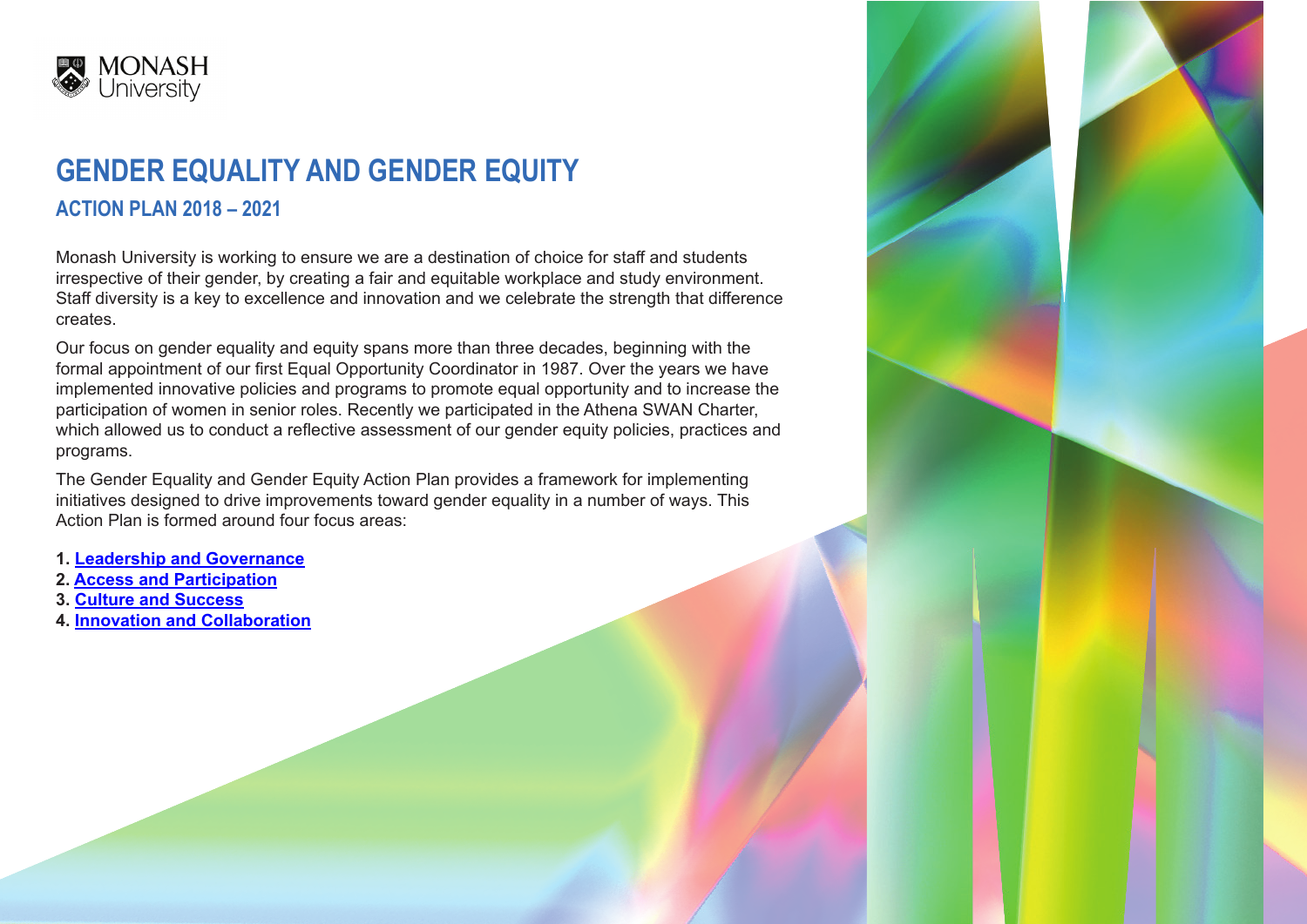MONASH University

# GENDER EQUALITY AND GENDER EQUITY

## ACTION PLAN 2018 – 2021

Monash University is working to ensure we are a destination of choice for staff and students irrespective of their gender, by creating a fair and equitable workplace and study environment. Staff diversity is a key to excellence and innovation and we celebrate the strength that difference creates.

Our focus on gender equality and equity spans more than three decades, beginning with the formal appointment of our first Equal Opportunity Coordinator in 1987. Over the years we have implemented innovative policies and programs to promote equal opportunity and to increase the participation of women in senior roles. Recently we participated in the Athena SWAN Charter, which allowed us to conduct a reflective assessment of our gender equity policies, practices and programs.

The Gender Equality and Gender Equity Action Plan provides a framework for implementing initiatives designed to drive improvements toward gender equality in a number of ways. This Action Plan is formed around four focus areas:

1. **Leadership and Governance**
2. **Access and Participation**
3. **Culture and Success**
4. **Innovation and Collaboration**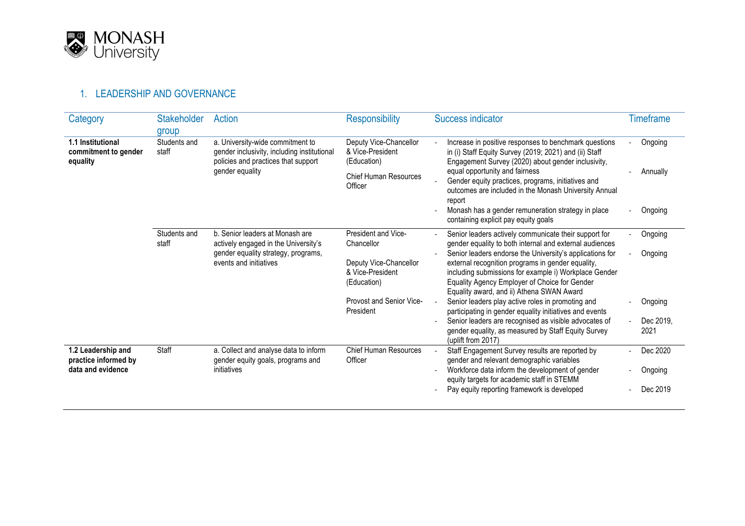## 1. LEADERSHIP AND GOVERNANCE

| Category | Stakeholder group | Action | Responsibility | Success indicator | Timeframe |
|---|---|---|---|---|---|
| **1.1 Institutional commitment to gender equality** | Students and staff | a. University-wide commitment to gender inclusivity, including institutional policies and practices that support gender equality | Deputy Vice-Chancellor & Vice-President (Education)<br><br>Chief Human Resources Officer | - Increase in positive responses to benchmark questions in (i) Staff Equity Survey (2019; 2021) and (ii) Staff Engagement Survey (2020) about gender inclusivity, equal opportunity and fairness<br>- Gender equity practices, programs, initiatives and outcomes are included in the Monash University Annual report<br>- Monash has a gender remuneration strategy in place containing explicit pay equity goals | - Ongoing<br><br>- Annually<br><br>- Ongoing |
| | Students and staff | b. Senior leaders at Monash are actively engaged in the University's gender equality strategy, programs, events and initiatives | President and Vice-Chancellor<br><br>Deputy Vice-Chancellor & Vice-President (Education)<br><br>Provost and Senior Vice-President | - Senior leaders actively communicate their support for gender equality to both internal and external audiences<br>- Senior leaders endorse the University's applications for external recognition programs in gender equality, including submissions for example i) Workplace Gender Equality Agency Employer of Choice for Gender Equality award, and ii) Athena SWAN Award<br>- Senior leaders play active roles in promoting and participating in gender equality initiatives and events<br>- Senior leaders are recognised as visible advocates of gender equality, as measured by Staff Equity Survey (uplift from 2017) | - Ongoing<br><br>- Ongoing<br><br>- Ongoing<br><br>- Dec 2019, 2021 |
| **1.2 Leadership and practice informed by data and evidence** | Staff | a. Collect and analyse data to inform gender equity goals, programs and initiatives | Chief Human Resources Officer | - Staff Engagement Survey results are reported by gender and relevant demographic variables<br>- Workforce data inform the development of gender equity targets for academic staff in STEMM<br>- Pay equity reporting framework is developed | - Dec 2020<br><br>- Ongoing<br><br>- Dec 2019 |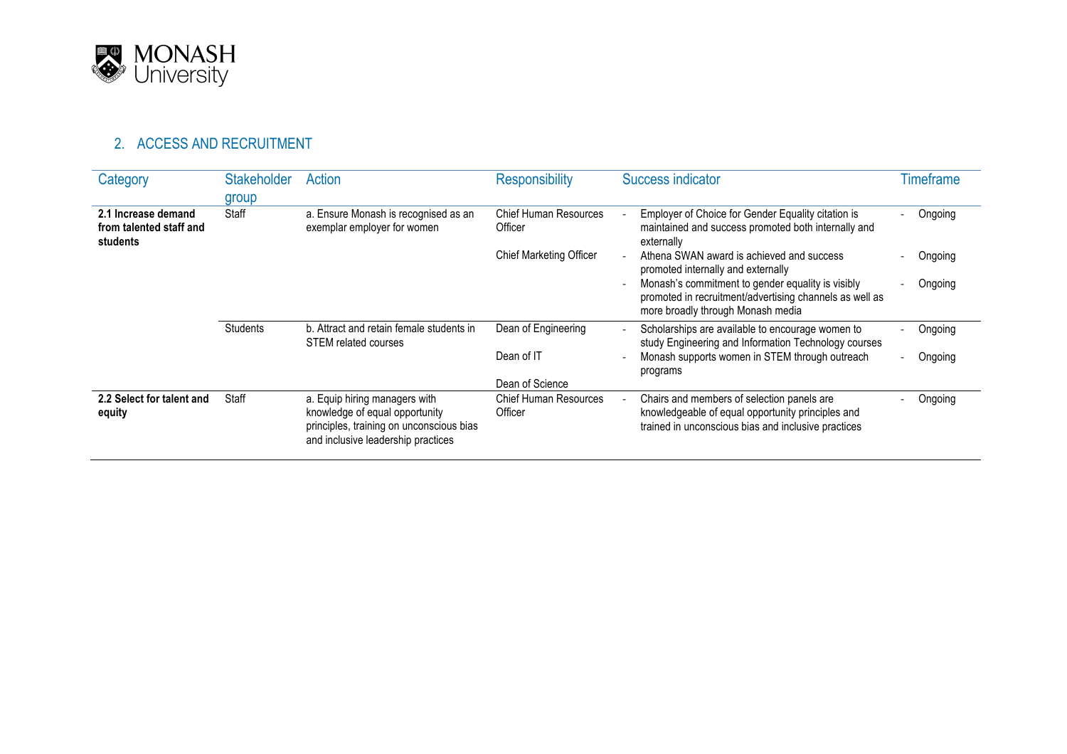## 2. ACCESS AND RECRUITMENT

| Category | Stakeholder group | Action | Responsibility | Success indicator | Timeframe |
|---|---|---|---|---|---|
| **2.1 Increase demand from talented staff and students** | Staff | a. Ensure Monash is recognised as an exemplar employer for women | Chief Human Resources Officer<br><br>Chief Marketing Officer | - Employer of Choice for Gender Equality citation is maintained and success promoted both internally and externally<br>- Athena SWAN award is achieved and success promoted internally and externally<br>- Monash's commitment to gender equality is visibly promoted in recruitment/advertising channels as well as more broadly through Monash media | - Ongoing<br>- Ongoing<br>- Ongoing |
| | Students | b. Attract and retain female students in STEM related courses | Dean of Engineering<br><br>Dean of IT<br><br>Dean of Science | - Scholarships are available to encourage women to study Engineering and Information Technology courses<br>- Monash supports women in STEM through outreach programs | - Ongoing<br>- Ongoing |
| **2.2 Select for talent and equity** | Staff | a. Equip hiring managers with knowledge of equal opportunity principles, training on unconscious bias and inclusive leadership practices | Chief Human Resources Officer | - Chairs and members of selection panels are knowledgeable of equal opportunity principles and trained in unconscious bias and inclusive practices | - Ongoing |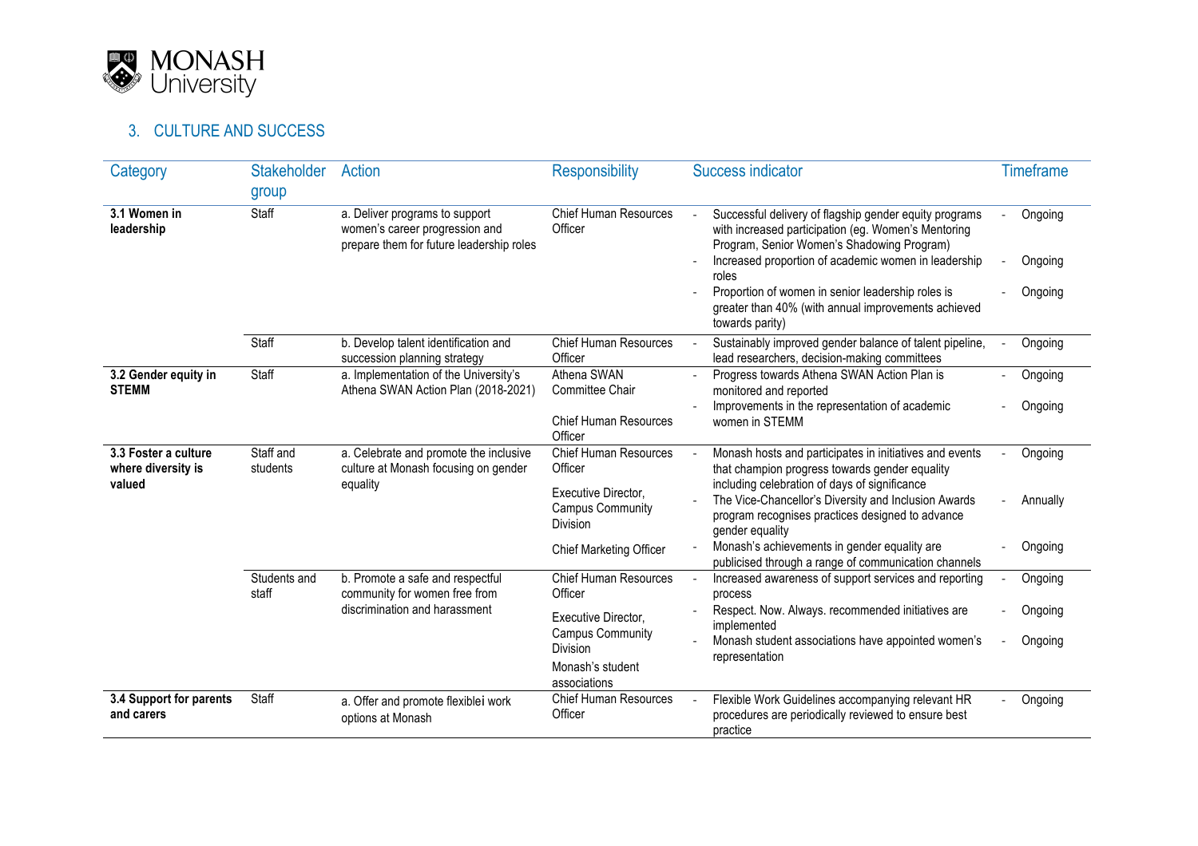## 3. CULTURE AND SUCCESS

| Category | Stakeholder group | Action | Responsibility | Success indicator | Timeframe |
|---|---|---|---|---|---|
| **3.1 Women in leadership** | Staff | a. Deliver programs to support women's career progression and prepare them for future leadership roles | Chief Human Resources Officer | - Successful delivery of flagship gender equity programs with increased participation (eg. Women's Mentoring Program, Senior Women's Shadowing Program)<br>- Increased proportion of academic women in leadership roles<br>- Proportion of women in senior leadership roles is greater than 40% (with annual improvements achieved towards parity) | - Ongoing<br>- Ongoing<br>- Ongoing |
| | Staff | b. Develop talent identification and succession planning strategy | Chief Human Resources Officer | - Sustainably improved gender balance of talent pipeline, lead researchers, decision-making committees | - Ongoing |
| **3.2 Gender equity in STEMM** | Staff | a. Implementation of the University's Athena SWAN Action Plan (2018-2021) | Athena SWAN Committee Chair<br><br>Chief Human Resources Officer | - Progress towards Athena SWAN Action Plan is monitored and reported<br>- Improvements in the representation of academic women in STEMM | - Ongoing<br>- Ongoing |
| **3.3 Foster a culture where diversity is valued** | Staff and students | a. Celebrate and promote the inclusive culture at Monash focusing on gender equality | Chief Human Resources Officer<br><br>Executive Director, Campus Community Division<br><br>Chief Marketing Officer | - Monash hosts and participates in initiatives and events that champion progress towards gender equality including celebration of days of significance<br>- The Vice-Chancellor's Diversity and Inclusion Awards program recognises practices designed to advance gender equality<br>- Monash's achievements in gender equality are publicised through a range of communication channels | - Ongoing<br>- Annually<br>- Ongoing |
| | Students and staff | b. Promote a safe and respectful community for women free from discrimination and harassment | Chief Human Resources Officer<br><br>Executive Director, Campus Community Division<br><br>Monash's student associations | - Increased awareness of support services and reporting process<br>- Respect. Now. Always. recommended initiatives are implemented<br>- Monash student associations have appointed women's representation | - Ongoing<br>- Ongoing<br>- Ongoing |
| **3.4 Support for parents and carers** | Staff | a. Offer and promote flexiblei work options at Monash | Chief Human Resources Officer | - Flexible Work Guidelines accompanying relevant HR procedures are periodically reviewed to ensure best practice | - Ongoing |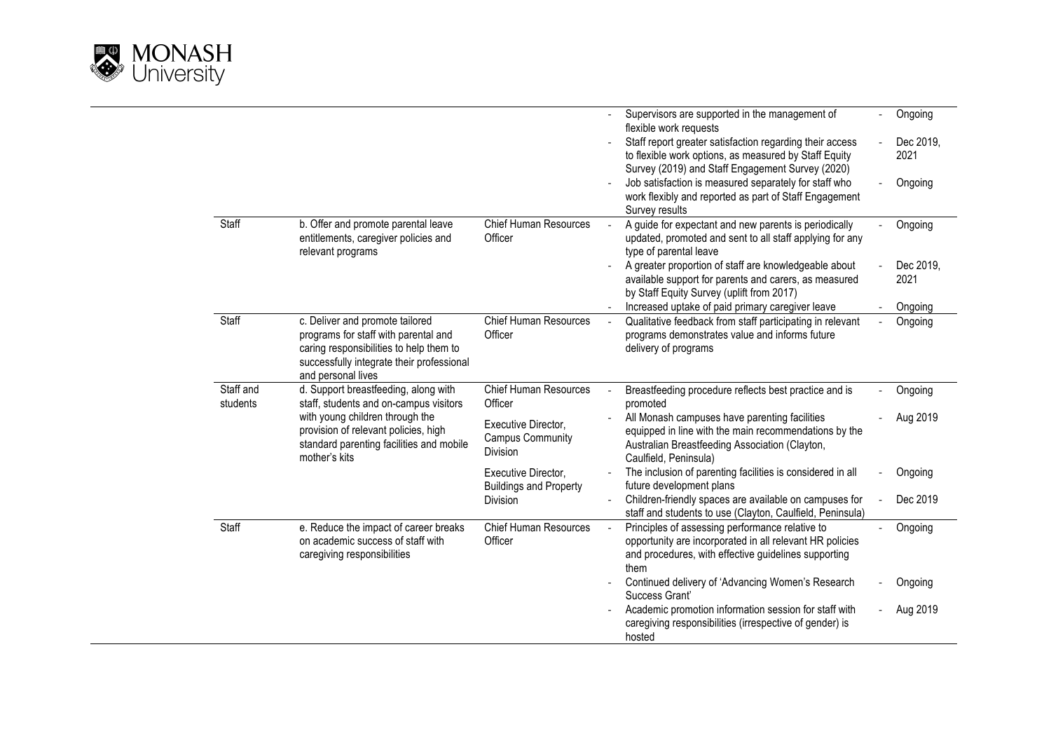| | | | | |
|---|---|---|---|---|
| | | | - Supervisors are supported in the management of flexible work requests | - Ongoing |
| | | | - Staff report greater satisfaction regarding their access to flexible work options, as measured by Staff Equity Survey (2019) and Staff Engagement Survey (2020) | - Dec 2019, 2021 |
| | | | - Job satisfaction is measured separately for staff who work flexibly and reported as part of Staff Engagement Survey results | - Ongoing |
| Staff | b. Offer and promote parental leave entitlements, caregiver policies and relevant programs | Chief Human Resources Officer | - A guide for expectant and new parents is periodically updated, promoted and sent to all staff applying for any type of parental leave | - Ongoing |
| | | | - A greater proportion of staff are knowledgeable about available support for parents and carers, as measured by Staff Equity Survey (uplift from 2017) | - Dec 2019, 2021 |
| | | | - Increased uptake of paid primary caregiver leave | - Ongoing |
| Staff | c. Deliver and promote tailored programs for staff with parental and caring responsibilities to help them to successfully integrate their professional and personal lives | Chief Human Resources Officer | - Qualitative feedback from staff participating in relevant programs demonstrates value and informs future delivery of programs | - Ongoing |
| Staff and students | d. Support breastfeeding, along with staff, students and on-campus visitors with young children through the provision of relevant policies, high standard parenting facilities and mobile mother's kits | Chief Human Resources Officer | - Breastfeeding procedure reflects best practice and is promoted | - Ongoing |
| | | Executive Director, Campus Community Division | - All Monash campuses have parenting facilities equipped in line with the main recommendations by the Australian Breastfeeding Association (Clayton, Caulfield, Peninsula) | - Aug 2019 |
| | | Executive Director, Buildings and Property Division | - The inclusion of parenting facilities is considered in all future development plans | - Ongoing |
| | | | - Children-friendly spaces are available on campuses for staff and students to use (Clayton, Caulfield, Peninsula) | - Dec 2019 |
| Staff | e. Reduce the impact of career breaks on academic success of staff with caregiving responsibilities | Chief Human Resources Officer | - Principles of assessing performance relative to opportunity are incorporated in all relevant HR policies and procedures, with effective guidelines supporting them | - Ongoing |
| | | | - Continued delivery of 'Advancing Women's Research Success Grant' | - Ongoing |
| | | | - Academic promotion information session for staff with caregiving responsibilities (irrespective of gender) is hosted | - Aug 2019 |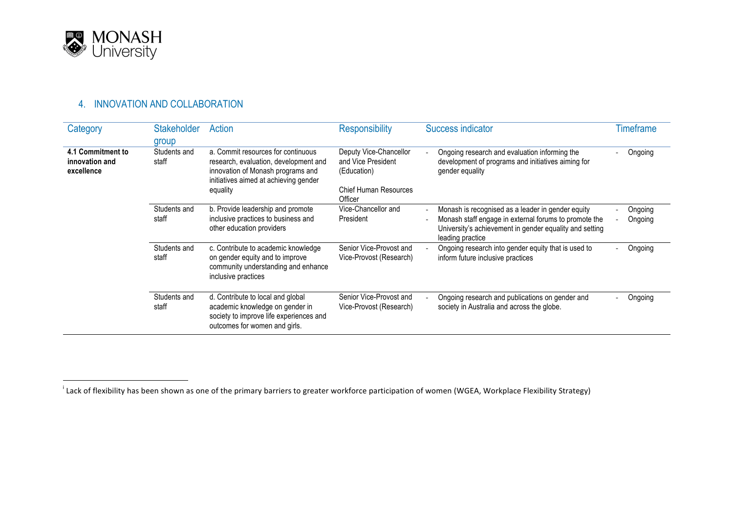## 4. INNOVATION AND COLLABORATION

| Category | Stakeholder group | Action | Responsibility | Success indicator | Timeframe |
|---|---|---|---|---|---|
| **4.1 Commitment to innovation and excellence** | Students and staff | a. Commit resources for continuous research, evaluation, development and innovation of Monash programs and initiatives aimed at achieving gender equality | Deputy Vice-Chancellor and Vice President (Education)<br><br>Chief Human Resources Officer | - Ongoing research and evaluation informing the development of programs and initiatives aiming for gender equality | - Ongoing |
| | Students and staff | b. Provide leadership and promote inclusive practices to business and other education providers | Vice-Chancellor and President | - Monash is recognised as a leader in gender equity<br>- Monash staff engage in external forums to promote the University's achievement in gender equality and setting leading practice | - Ongoing<br>- Ongoing |
| | Students and staff | c. Contribute to academic knowledge on gender equity and to improve community understanding and enhance inclusive practices | Senior Vice-Provost and Vice-Provost (Research) | - Ongoing research into gender equity that is used to inform future inclusive practices | - Ongoing |
| | Students and staff | d. Contribute to local and global academic knowledge on gender in society to improve life experiences and outcomes for women and girls. | Senior Vice-Provost and Vice-Provost (Research) | - Ongoing research and publications on gender and society in Australia and across the globe. | - Ongoing |

[i] Lack of flexibility has been shown as one of the primary barriers to greater workforce participation of women (WGEA, Workplace Flexibility Strategy)